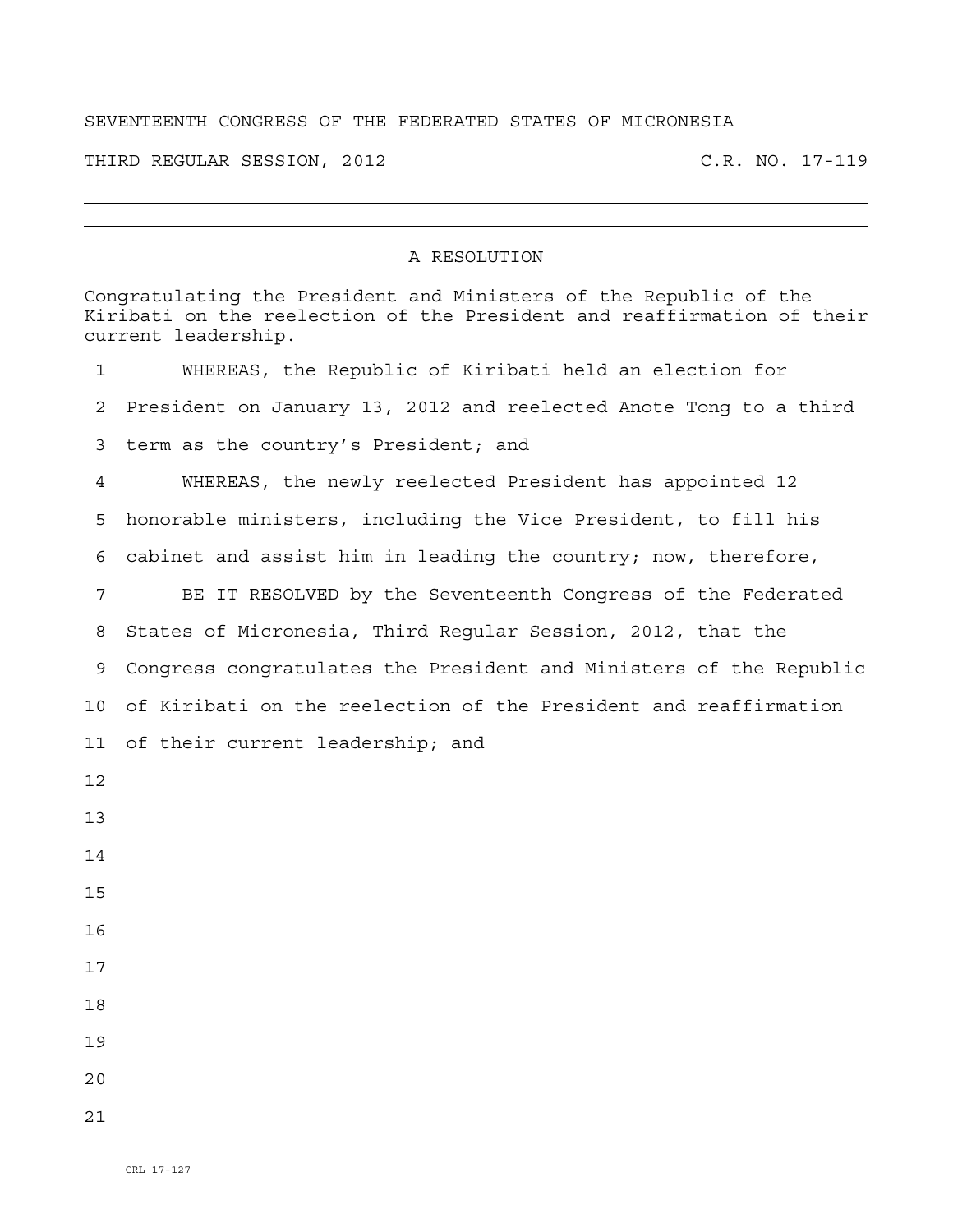SEVENTEENTH CONGRESS OF THE FEDERATED STATES OF MICRONESIA

THIRD REGULAR SESSION, 2012 C.R. NO. 17-119

---

## A RESOLUTION

Congratulating the President and Ministers of the Republic of the Kiribati on the reelection of the President and reaffirmation of their current leadership.

WHEREAS, the Republic of Kiribati held an election for President on January 13, 2012 and reelected Anote Tong to a third term as the country's President; and

WHEREAS, the newly reelected President has appointed 12 honorable ministers, including the Vice President, to fill his cabinet and assist him in leading the country; now, therefore,

BE IT RESOLVED by the Seventeenth Congress of the Federated States of Micronesia, Third Regular Session, 2012, that the Congress congratulates the President and Ministers of the Republic of Kiribati on the reelection of the President and reaffirmation of their current leadership; and

CRL 17-127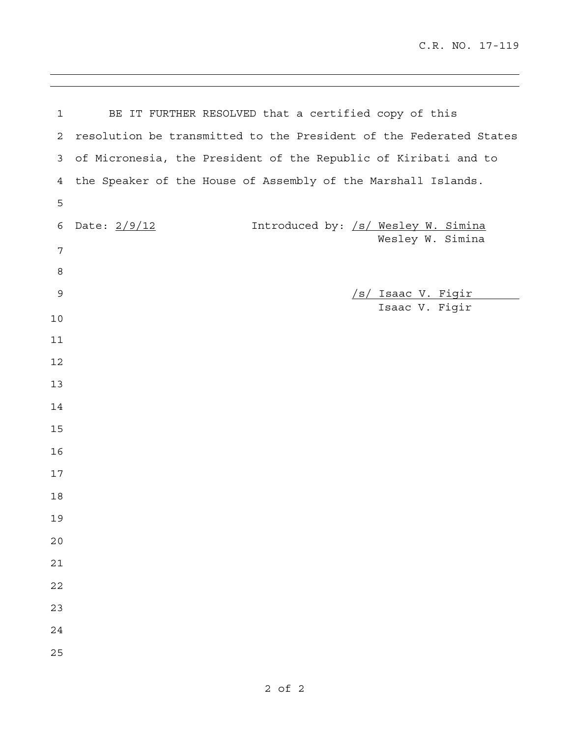BE IT FURTHER RESOLVED that a certified copy of this resolution be transmitted to the President of the Federated States of Micronesia, the President of the Republic of Kiribati and to the Speaker of the House of Assembly of the Marshall Islands.

Date: 2/9/12

Introduced by: /s/ Wesley W. Simina
Wesley W. Simina

/s/ Isaac V. Figir
Isaac V. Figir